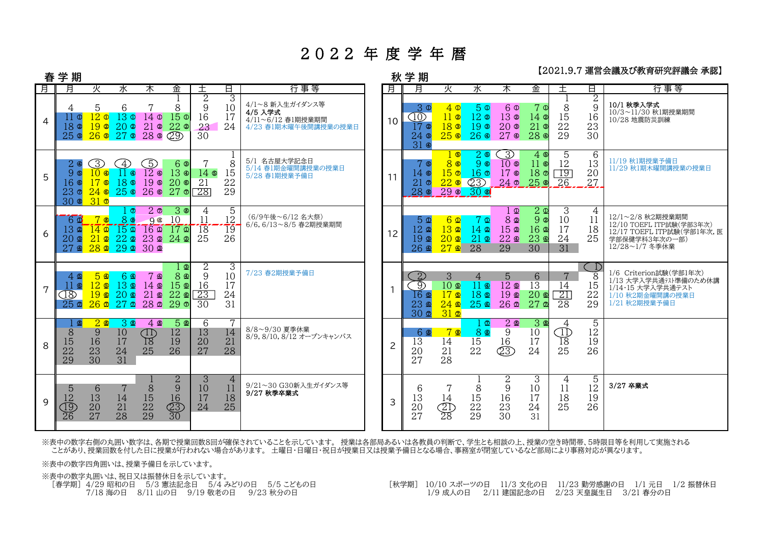# 2022年度学年暦

【2021.9.7 運営会議及び教育研究評議会 承認】

## 春学期

| 月 | 月 | 火 | 水 | 木 | 金 | 土 | 日 | 行事等 |
|---|---|---|---|---|---|---|---|---|
| 4 | | | | | 1 | 2 | 3 | 4/1~8 新入生ガイダンス等<br>**4/5 入学式**<br>4/11~6/12 春1期授業期間<br>4/23 春1期木曜午後開講授業の授業日 |
| | 4 | 5 | 6 | 7 | 8 | 9 | 10 | |
| | 11 ① | 12 ① | 13 ① | 14 ① | 15 ① | 16 | 17 | |
| | 18 ② | 19 ② | 20 ② | 21 ② | 22 ② | 23 | 24 | |
| | 25 ③ | 26 ③ | 27 ③ | 28 ③ | (29) | 30 | | |
| 5 | | | | | | | 1 | 5/1 名古屋大学記念日<br>5/14 春1期金曜開講授業の授業日<br>5/28 春1期授業予備日 |
| | 2 ④ | (3) | (4) | (5) | 6 ③ | 7 | 8 | |
| | 9 ⑤ | 10 ④ | 11 ④ | 12 ④ | 13 ④ | 14 ⑤ | 15 | |
| | 16 ⑥ | 17 ⑤ | 18 ⑤ | 19 ⑤ | 20 ⑥ | 21 | 22 | |
| | 23 ⑦ | 24 ⑥ | 25 ⑥ | 26 ⑥ | 27 ⑦ | [28] | 29 | |
| | 30 ⑧ | 31 ⑦ | | | | | | |
| 6 | | | 1 ⑦ | 2 ⑦ | 3 ⑧ | 4 | 5 | (6/9午後~6/12 名大祭)<br>6/6, 6/13~8/5 春2期授業期間 |
| | 6 ① | 7 ⑧ | 8 ⑧ | 9 ⑧ | 10 | 11 | 12 | |
| | 13 ② | 14 ① | 15 ① | 16 ① | 17 ① | 18 | 19 | |
| | 20 ③ | 21 ② | 22 ② | 23 ② | 24 ② | 25 | 26 | |
| | 27 ④ | 28 ③ | 29 ③ | 30 ③ | | | | |
| 7 | | | | | 1 ③ | 2 | 3 | 7/23 春2期授業予備日 |
| | 4 ⑤ | 5 ④ | 6 ④ | 7 ④ | 8 ④ | 9 | 10 | |
| | 11 ⑥ | 12 ⑤ | 13 ⑤ | 14 ⑤ | 15 ⑤ | 16 | 17 | |
| | (18) | 19 ⑥ | 20 ⑥ | 21 ⑥ | 22 ⑥ | [23] | 24 | |
| | 25 ⑦ | 26 ⑦ | 27 ⑦ | 28 ⑦ | 29 ⑦ | 30 | 31 | |
| 8 | 1 ⑧ | 2 ⑧ | 3 ⑧ | 4 ⑧ | 5 ⑧ | 6 | 7 | 8/8~9/30 夏季休業<br>8/9, 8/10, 8/12 オープンキャンパス |
| | 8 | 9 | 10 | (11) | 12 | 13 | 14 | |
| | 15 | 16 | 17 | 18 | 19 | 20 | 21 | |
| | 22 | 23 | 24 | 25 | 26 | 27 | 28 | |
| | 29 | 30 | 31 | | | | | |
| 9 | | | | 1 | 2 | 3 | 4 | 9/21~30 G30新入生ガイダンス等<br>**9/27 秋季卒業式** |
| | 5 | 6 | 7 | 8 | 9 | 10 | 11 | |
| | 12 | 13 | 14 | 15 | 16 | 17 | 18 | |
| | (19) | 20 | 21 | 22 | (23) | 24 | 25 | |
| | 26 | 27 | 28 | 29 | 30 | | | |

## 秋学期

| 月 | 月 | 火 | 水 | 木 | 金 | 土 | 日 | 行事等 |
|---|---|---|---|---|---|---|---|---|
| 10 | | | | | | 1 | 2 | **10/1 秋季入学式**<br>10/3~11/30 秋1期授業期間<br>10/28 地震防災訓練 |
| | 3 ① | 4 ① | 5 ① | 6 ① | 7 ① | 8 | 9 | |
| | (10) | 11 ② | 12 ② | 13 ② | 14 ② | 15 | 16 | |
| | 17 ② | 18 ③ | 19 ③ | 20 ③ | 21 ③ | 22 | 23 | |
| | 24 ③ | 25 ④ | 26 ④ | 27 ④ | 28 ④ | 29 | 30 | |
| | 31 ④ | | | | | | | |
| 11 | | 1 ⑤ | 2 ⑤ | (3) | 4 ⑤ | 5 | 6 | 11/19 秋1期授業予備日<br>11/29 秋1期木曜開講授業の授業日 |
| | 7 ⑤ | 8 ⑥ | 9 ⑥ | 10 ⑤ | 11 ⑥ | 12 | 13 | |
| | 14 ⑥ | 15 ⑦ | 16 ⑦ | 17 ⑥ | 18 ⑦ | [19] | 20 | |
| | 21 ⑦ | 22 ⑧ | (23) | 24 ⑦ | 25 ⑧ | 26 | 27 | |
| | 28 ⑧ | 29 ⑧ | 30 ⑧ | | | | | |
| 12 | | | | 1 ① | 2 ① | 3 | 4 | 12/1~2/8 秋2期授業期間<br>12/10 TOEFL ITP試験(学部3年次)<br>12/17 TOEFL ITP試験(学部1年次, 医学部保健学科3年次の一部)<br>12/28~1/7 冬季休業 |
| | 5 ① | 6 ① | 7 ① | 8 ② | 9 ② | 10 | 11 | |
| | 12 ② | 13 ② | 14 ② | 15 ③ | 16 ③ | 17 | 18 | |
| | 19 ③ | 20 ③ | 21 ③ | 22 ④ | 23 ④ | 24 | 25 | |
| | 26 ④ | 27 ④ | 28 | 29 | 30 | 31 | | |
| 1 | | | | | | | (1) | 1/6 Criterion試験(学部1年次)<br>1/13 大学入学共通ﾃｽﾄ準備のため休講<br>1/14･15 大学入学共通テスト<br>1/10 秋2期金曜開講の授業日<br>1/21 秋2期授業予備日 |
| | (2) | 3 | 4 | 5 | 6 | 7 | 8 | |
| | (9) | 10 ⑤ | 11 ④ | 12 ⑤ | 13 | 14 | 15 | |
| | 16 ⑤ | 17 ⑤ | 18 ⑤ | 19 ⑥ | 20 ⑥ | [21] | 22 | |
| | 23 ⑥ | 24 ⑥ | 25 ⑥ | 26 ⑦ | 27 ⑦ | 28 | 29 | |
| | 30 ⑦ | 31 ⑦ | | | | | | |
| 2 | | | 1 ⑦ | 2 ⑧ | 3 ⑧ | 4 | 5 | |
| | 6 ⑧ | 7 ⑧ | 8 ⑧ | 9 | 10 | (11) | 12 | |
| | 13 | 14 | 15 | 16 | 17 | 18 | 19 | |
| | 20 | 21 | 22 | (23) | 24 | 25 | 26 | |
| | 27 | 28 | | | | | | |
| 3 | | | 1 | 2 | 3 | 4 | 5 | **3/27 卒業式** |
| | 6 | 7 | 8 | 9 | 10 | 11 | 12 | |
| | 13 | 14 | 15 | 16 | 17 | 18 | 19 | |
| | 20 | (21) | 22 | 23 | 24 | 25 | 26 | |
| | 27 | 28 | 29 | 30 | 31 | | | |

※表中の数字右側の丸囲い数字は、各期で授業回数8回が確保されていることを示しています。 授業は各部局あるいは各教員の判断で、学生とも相談の上、授業の空き時間帯、5時限目等を利用して実施されることがあり、授業回数を付した日に授業が行われない場合があります。 土曜日・日曜日・祝日が授業日又は授業予備日となる場合、事務室が閉室しているなど部局により事務対応が異なります。

※表中の数字四角囲いは、授業予備日を示しています。

※表中の数字丸囲いは、祝日又は振替休日を示しています。

［春学期］ 4/29 昭和の日　5/3 憲法記念日　5/4 みどりの日　5/5 こどもの日　7/18 海の日　8/11 山の日　9/19 敬老の日　9/23 秋分の日

［秋学期］ 10/10 スポーツの日　11/3 文化の日　11/23 勤労感謝の日　1/1 元日　1/2 振替休日　1/9 成人の日　2/11 建国記念の日　2/23 天皇誕生日　3/21 春分の日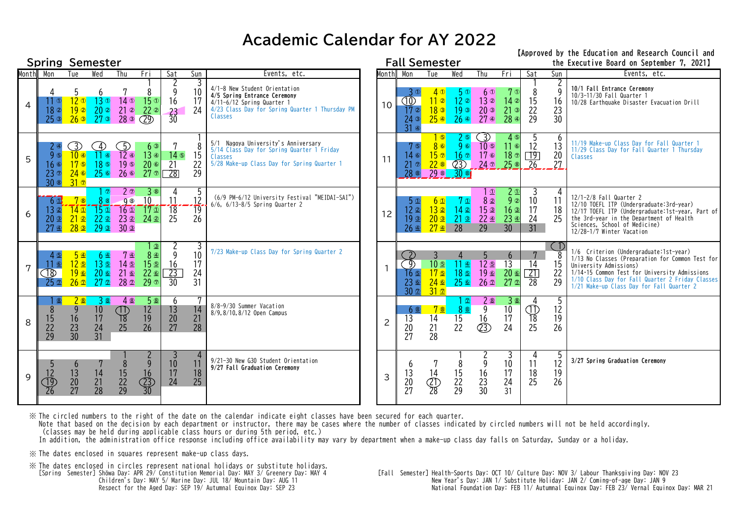# Academic Calendar for AY 2022

【Approved by the Education and Research Council and the Executive Board on September 7, 2021】

## Spring Semester

| Month | Mon | Tue | Wed | Thu | Fri | Sat | Sun | Events, etc. |
|---|---|---|---|---|---|---|---|---|
| 4 | | | | | 1 | 2 | 3 | 4/1-8 New Student Orientation<br>**4/5 Spring Entrance Ceremony**<br>4/11-6/12 Spring Quarter 1<br>4/23 Class Day for Spring Quarter 1 Thursday PM Classes |
| | 4 | 5 | 6 | 7 | 8 | 9 | 10 | |
| | 11 ① | 12 ① | 13 ① | 14 ① | 15 ① | 16 | 17 | |
| | 18 ② | 19 ② | 20 ② | 21 ② | 22 ② | 23 | 24 | |
| | 25 ③ | 26 ③ | 27 ③ | 28 ③ | (29) | 30 | | |
| 5 | | | | | | | 1 | 5/1 Nagoya University's Anniversary<br>5/14 Class Day for Spring Quarter 1 Friday Classes<br>5/28 Make-up Class Day for Spring Quarter 1 |
| | 2 ④ | (3) | (4) | (5) | 6 ③ | 7 | 8 | |
| | 9 ⑤ | 10 ④ | 11 ④ | 12 ④ | 13 ④ | 14 ⑤ | 15 | |
| | 16 ⑥ | 17 ⑤ | 18 ⑤ | 19 ⑤ | 20 ⑥ | 21 | 22 | |
| | 23 ⑦ | 24 ⑥ | 25 ⑥ | 26 ⑥ | 27 ⑦ | [28] | 29 | |
| | 30 ⑧ | 31 ⑦ | | | | | | |
| 6 | | | 1 ⑦ | 2 ⑦ | 3 ⑧ | 4 | 5 | (6/9 PM-6/12 University Festival "MEIDAI-SAI")<br>6/6, 6/13-8/5 Spring Quarter 2 |
| | 6 ① | 7 ⑧ | 8 ⑧ | 9 ⑧ | 10 | 11 | 12 | |
| | 13 ② | 14 ① | 15 ① | 16 ① | 17 ① | 18 | 19 | |
| | 20 ③ | 21 ② | 22 ② | 23 ② | 24 ② | 25 | 26 | |
| | 27 ④ | 28 ③ | 29 ③ | 30 ③ | | | | |
| 7 | | | | | 1 ③ | 2 | 3 | 7/23 Make-up Class Day for Spring Quarter 2 |
| | 4 ⑤ | 5 ④ | 6 ④ | 7 ④ | 8 ④ | 9 | 10 | |
| | 11 ⑥ | 12 ⑤ | 13 ⑤ | 14 ⑤ | 15 ⑤ | 16 | 17 | |
| | (18) | 19 ⑥ | 20 ⑥ | 21 ⑥ | 22 ⑥ | [23] | 24 | |
| | 25 ⑦ | 26 ⑦ | 27 ⑦ | 28 ⑦ | 29 ⑦ | 30 | 31 | |
| 8 | 1 ⑧ | 2 ⑧ | 3 ⑧ | 4 ⑧ | 5 ⑧ | 6 | 7 | 8/8-9/30 Summer Vacation<br>8/9, 8/10, 8/12 Open Campus |
| | 8 | 9 | 10 | (11) | 12 | 13 | 14 | |
| | 15 | 16 | 17 | 18 | 19 | 20 | 21 | |
| | 22 | 23 | 24 | 25 | 26 | 27 | 28 | |
| | 29 | 30 | 31 | | | | | |
| 9 | | | | 1 | 2 | 3 | 4 | 9/21-30 New G30 Student Orientation<br>**9/27 Fall Graduation Ceremony** |
| | 5 | 6 | 7 | 8 | 9 | 10 | 11 | |
| | 12 | 13 | 14 | 15 | 16 | 17 | 18 | |
| | (19) | 20 | 21 | 22 | (23) | 24 | 25 | |
| | 26 | 27 | 28 | 29 | 30 | | | |

## Fall Semester

| Month | Mon | Tue | Wed | Thu | Fri | Sat | Sun | Events, etc. |
|---|---|---|---|---|---|---|---|---|
| 10 | | | | | | 1 | 2 | **10/1 Fall Entrance Ceremony**<br>10/3-11/30 Fall Quarter 1<br>10/28 Earthquake Disaster Evacuation Drill |
| | 3 ① | 4 ① | 5 ① | 6 ① | 7 ① | 8 | 9 | |
| | (10) | 11 ② | 12 ② | 13 ② | 14 ② | 15 | 16 | |
| | 17 ② | 18 ③ | 19 ③ | 20 ③ | 21 ③ | 22 | 23 | |
| | 24 ③ | 25 ④ | 26 ④ | 27 ④ | 28 ④ | 29 | 30 | |
| | 31 ④ | | | | | | | |
| 11 | | 1 ⑤ | 2 ⑤ | (3) | 4 ⑤ | 5 | 6 | 11/19 Make-up Class Day for Fall Quarter 1<br>11/29 Class Day for Fall Quarter 1 Thursday Classes |
| | 7 ⑤ | 8 ⑥ | 9 ⑥ | 10 ⑤ | 11 ⑥ | 12 | 13 | |
| | 14 ⑥ | 15 ⑦ | 16 ⑦ | 17 ⑥ | 18 ⑦ | [19] | 20 | |
| | 21 ⑦ | 22 ⑧ | (23) | 24 ⑦ | 25 ⑧ | 26 | 27 | |
| | 28 ⑧ | 29 ⑧ | 30 ⑧ | | | | | |
| 12 | | | | 1 ① | 2 ① | 3 | 4 | 12/1-2/8 Fall Quarter 2<br>12/10 TOEFL ITP (Undergraduate:3rd-year)<br>12/17 TOEFL ITP (Undergraduate:1st-year, Part of the 3rd-year in the Department of Health Sciences, School of Medicine)<br>12/28-1/7 Winter Vacation |
| | 5 ① | 6 ① | 7 ① | 8 ② | 9 ② | 10 | 11 | |
| | 12 ② | 13 ② | 14 ② | 15 ③ | 16 ③ | 17 | 18 | |
| | 19 ③ | 20 ③ | 21 ③ | 22 ④ | 23 ④ | 24 | 25 | |
| | 26 ④ | 27 ④ | 28 | 29 | 30 | 31 | | |
| 1 | | | | | | | (1) | 1/6 Criterion (Undergraduate:1st-year)<br>1/13 No Classes (Preparation for Common Test for University Admissions)<br>1/14-15 Common Test for University Admissions<br>1/10 Class Day for Fall Quarter 2 Friday Classes<br>1/21 Make-up Class Day for Fall Quarter 2 |
| | (2) | 3 | 4 | 5 | 6 | 7 | 8 | |
| | (9) | 10 ⑤ | 11 ④ | 12 ⑤ | 13 | 14 | 15 | |
| | 16 ⑤ | 17 ⑤ | 18 ⑤ | 19 ⑥ | 20 ⑥ | [21] | 22 | |
| | 23 ⑥ | 24 ⑥ | 25 ⑥ | 26 ⑦ | 27 ⑦ | 28 | 29 | |
| | 30 ⑦ | 31 ⑦ | | | | | | |
| 2 | | | 1 ⑦ | 2 ⑧ | 3 ⑧ | 4 | 5 | |
| | 6 ⑧ | 7 ⑧ | 8 ⑧ | 9 | 10 | (11) | 12 | |
| | 13 | 14 | 15 | 16 | 17 | 18 | 19 | |
| | 20 | 21 | 22 | (23) | 24 | 25 | 26 | |
| | 27 | 28 | | | | | | |
| 3 | | | 1 | 2 | 3 | 4 | 5 | **3/27 Spring Graduation Ceremony** |
| | 6 | 7 | 8 | 9 | 10 | 11 | 12 | |
| | 13 | 14 | 15 | 16 | 17 | 18 | 19 | |
| | 20 | (21) | 22 | 23 | 24 | 25 | 26 | |
| | 27 | 28 | 29 | 30 | 31 | | | |

※ The circled numbers to the right of the date on the calendar indicate eight classes have been secured for each quarter.
Note that based on the decision by each department or instructor, there may be cases where the number of classes indicated by circled numbers will not be held accordingly.
(classes may be held during applicable class hours or during 5th period, etc.)
In addition, the administration office response including office availability may vary by department when a make-up class day falls on Saturday, Sunday or a holiday.

※ The dates enclosed in squares represent make-up class days.

※ The dates enclosed in circles represent national holidays or substitute holidays.

[Spring Semester] Shōwa Day: APR 29/ Constitution Memorial Day: MAY 3/ Greenery Day: MAY 4
Children's Day: MAY 5/ Marine Day: JUL 18/ Mountain Day: AUG 11
Respect for the Aged Day: SEP 19/ Autumnal Equinox Day: SEP 23

[Fall Semester] Health-Sports Day: OCT 10/ Culture Day: NOV 3/ Labour Thanksgiving Day: NOV 23
New Year's Day: JAN 1/ Substitute Holiday: JAN 2/ Coming-of-age Day: JAN 9
National Foundation Day: FEB 11/ Autumnal Equinox Day: FEB 23/ Vernal Equinox Day: MAR 21